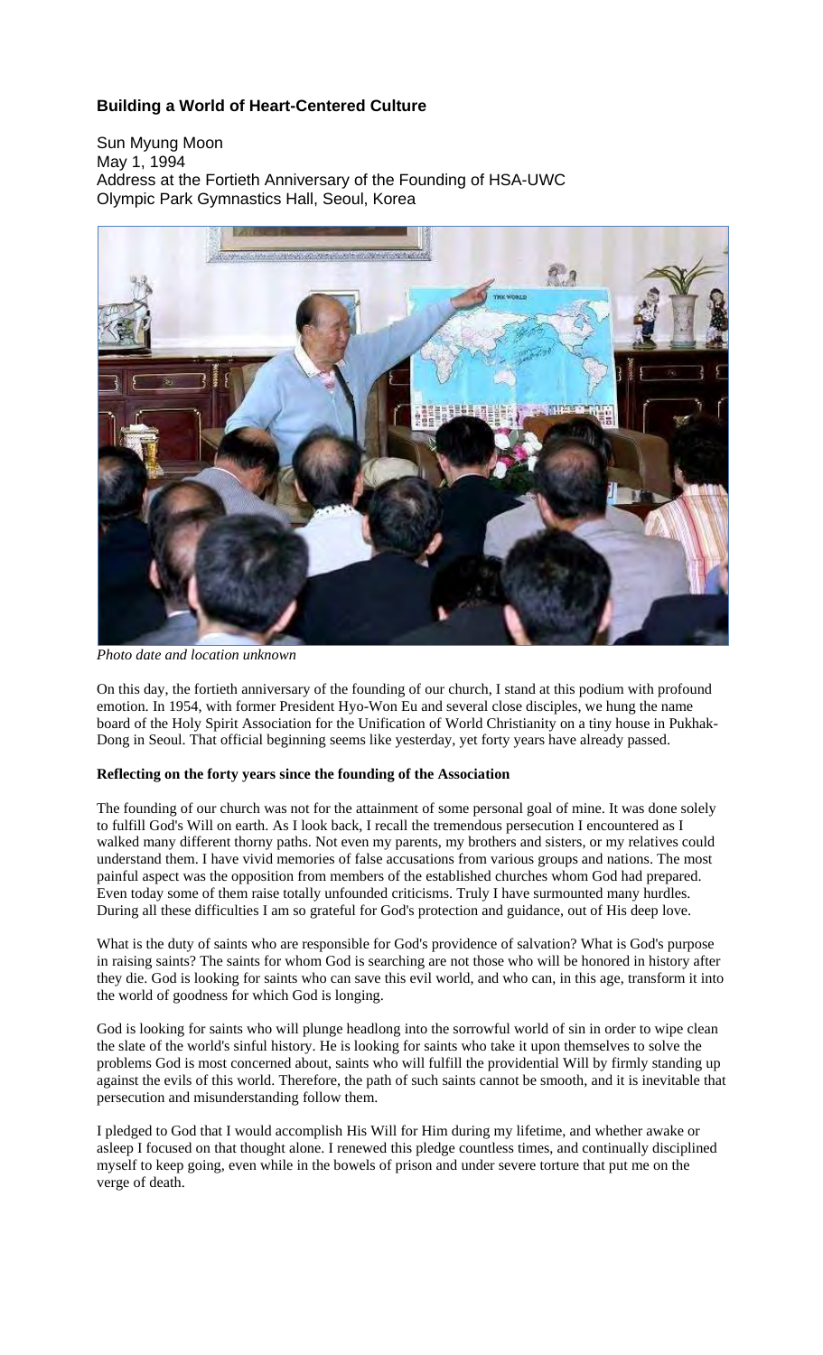# Building a World of Heart-Centered Culture

Sun Myung Moon
May 1, 1994
Address at the Fortieth Anniversary of the Founding of HSA-UWC
Olympic Park Gymnastics Hall, Seoul, Korea

*Photo date and location unknown*

On this day, the fortieth anniversary of the founding of our church, I stand at this podium with profound emotion. In 1954, with former President Hyo-Won Eu and several close disciples, we hung the name board of the Holy Spirit Association for the Unification of World Christianity on a tiny house in Pukhak-Dong in Seoul. That official beginning seems like yesterday, yet forty years have already passed.

**Reflecting on the forty years since the founding of the Association**

The founding of our church was not for the attainment of some personal goal of mine. It was done solely to fulfill God's Will on earth. As I look back, I recall the tremendous persecution I encountered as I walked many different thorny paths. Not even my parents, my brothers and sisters, or my relatives could understand them. I have vivid memories of false accusations from various groups and nations. The most painful aspect was the opposition from members of the established churches whom God had prepared. Even today some of them raise totally unfounded criticisms. Truly I have surmounted many hurdles. During all these difficulties I am so grateful for God's protection and guidance, out of His deep love.

What is the duty of saints who are responsible for God's providence of salvation? What is God's purpose in raising saints? The saints for whom God is searching are not those who will be honored in history after they die. God is looking for saints who can save this evil world, and who can, in this age, transform it into the world of goodness for which God is longing.

God is looking for saints who will plunge headlong into the sorrowful world of sin in order to wipe clean the slate of the world's sinful history. He is looking for saints who take it upon themselves to solve the problems God is most concerned about, saints who will fulfill the providential Will by firmly standing up against the evils of this world. Therefore, the path of such saints cannot be smooth, and it is inevitable that persecution and misunderstanding follow them.

I pledged to God that I would accomplish His Will for Him during my lifetime, and whether awake or asleep I focused on that thought alone. I renewed this pledge countless times, and continually disciplined myself to keep going, even while in the bowels of prison and under severe torture that put me on the verge of death.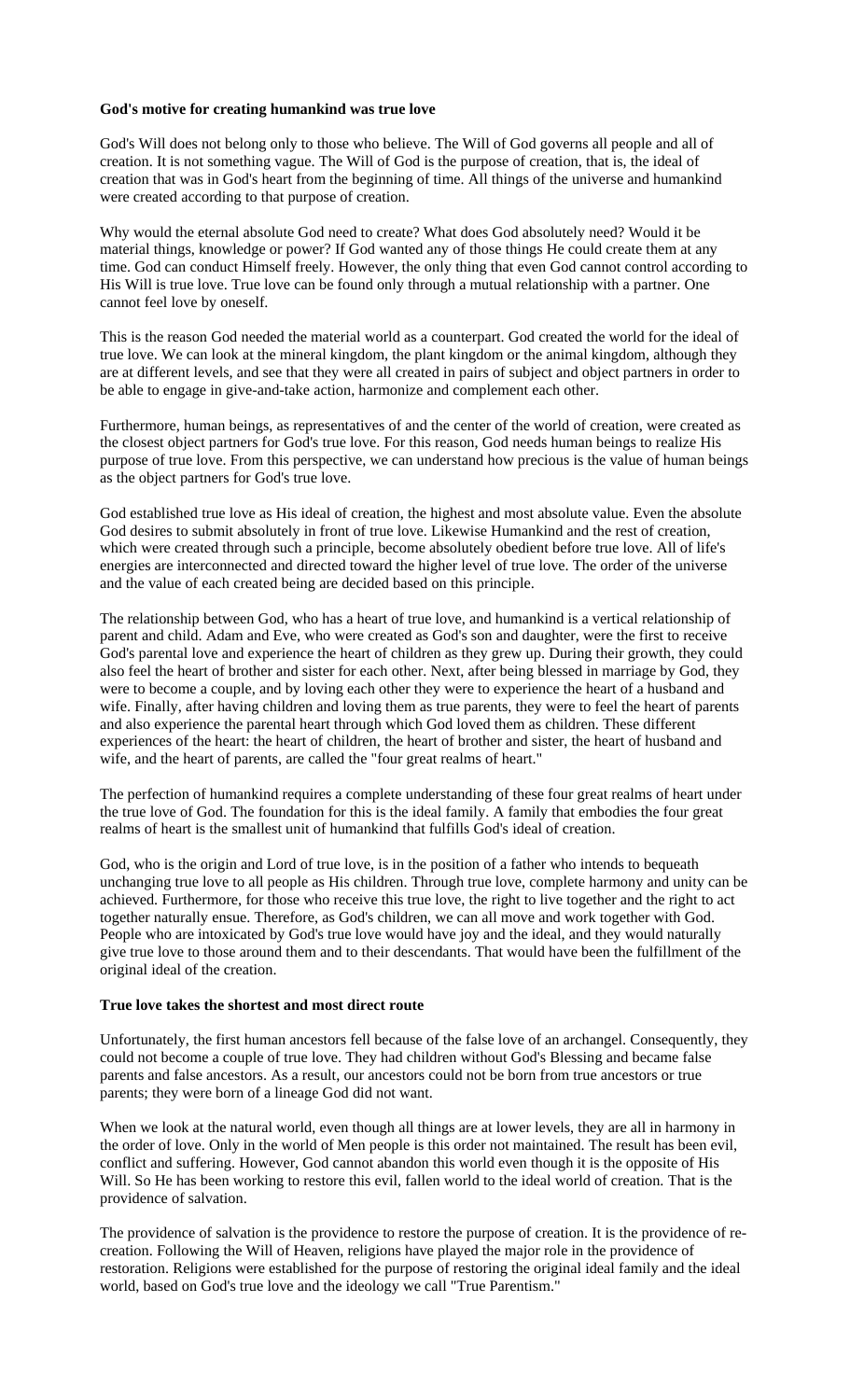**God's motive for creating humankind was true love**

God's Will does not belong only to those who believe. The Will of God governs all people and all of creation. It is not something vague. The Will of God is the purpose of creation, that is, the ideal of creation that was in God's heart from the beginning of time. All things of the universe and humankind were created according to that purpose of creation.

Why would the eternal absolute God need to create? What does God absolutely need? Would it be material things, knowledge or power? If God wanted any of those things He could create them at any time. God can conduct Himself freely. However, the only thing that even God cannot control according to His Will is true love. True love can be found only through a mutual relationship with a partner. One cannot feel love by oneself.

This is the reason God needed the material world as a counterpart. God created the world for the ideal of true love. We can look at the mineral kingdom, the plant kingdom or the animal kingdom, although they are at different levels, and see that they were all created in pairs of subject and object partners in order to be able to engage in give-and-take action, harmonize and complement each other.

Furthermore, human beings, as representatives of and the center of the world of creation, were created as the closest object partners for God's true love. For this reason, God needs human beings to realize His purpose of true love. From this perspective, we can understand how precious is the value of human beings as the object partners for God's true love.

God established true love as His ideal of creation, the highest and most absolute value. Even the absolute God desires to submit absolutely in front of true love. Likewise Humankind and the rest of creation, which were created through such a principle, become absolutely obedient before true love. All of life's energies are interconnected and directed toward the higher level of true love. The order of the universe and the value of each created being are decided based on this principle.

The relationship between God, who has a heart of true love, and humankind is a vertical relationship of parent and child. Adam and Eve, who were created as God's son and daughter, were the first to receive God's parental love and experience the heart of children as they grew up. During their growth, they could also feel the heart of brother and sister for each other. Next, after being blessed in marriage by God, they were to become a couple, and by loving each other they were to experience the heart of a husband and wife. Finally, after having children and loving them as true parents, they were to feel the heart of parents and also experience the parental heart through which God loved them as children. These different experiences of the heart: the heart of children, the heart of brother and sister, the heart of husband and wife, and the heart of parents, are called the "four great realms of heart."

The perfection of humankind requires a complete understanding of these four great realms of heart under the true love of God. The foundation for this is the ideal family. A family that embodies the four great realms of heart is the smallest unit of humankind that fulfills God's ideal of creation.

God, who is the origin and Lord of true love, is in the position of a father who intends to bequeath unchanging true love to all people as His children. Through true love, complete harmony and unity can be achieved. Furthermore, for those who receive this true love, the right to live together and the right to act together naturally ensue. Therefore, as God's children, we can all move and work together with God. People who are intoxicated by God's true love would have joy and the ideal, and they would naturally give true love to those around them and to their descendants. That would have been the fulfillment of the original ideal of the creation.

**True love takes the shortest and most direct route**

Unfortunately, the first human ancestors fell because of the false love of an archangel. Consequently, they could not become a couple of true love. They had children without God's Blessing and became false parents and false ancestors. As a result, our ancestors could not be born from true ancestors or true parents; they were born of a lineage God did not want.

When we look at the natural world, even though all things are at lower levels, they are all in harmony in the order of love. Only in the world of Men people is this order not maintained. The result has been evil, conflict and suffering. However, God cannot abandon this world even though it is the opposite of His Will. So He has been working to restore this evil, fallen world to the ideal world of creation. That is the providence of salvation.

The providence of salvation is the providence to restore the purpose of creation. It is the providence of re-creation. Following the Will of Heaven, religions have played the major role in the providence of restoration. Religions were established for the purpose of restoring the original ideal family and the ideal world, based on God's true love and the ideology we call "True Parentism."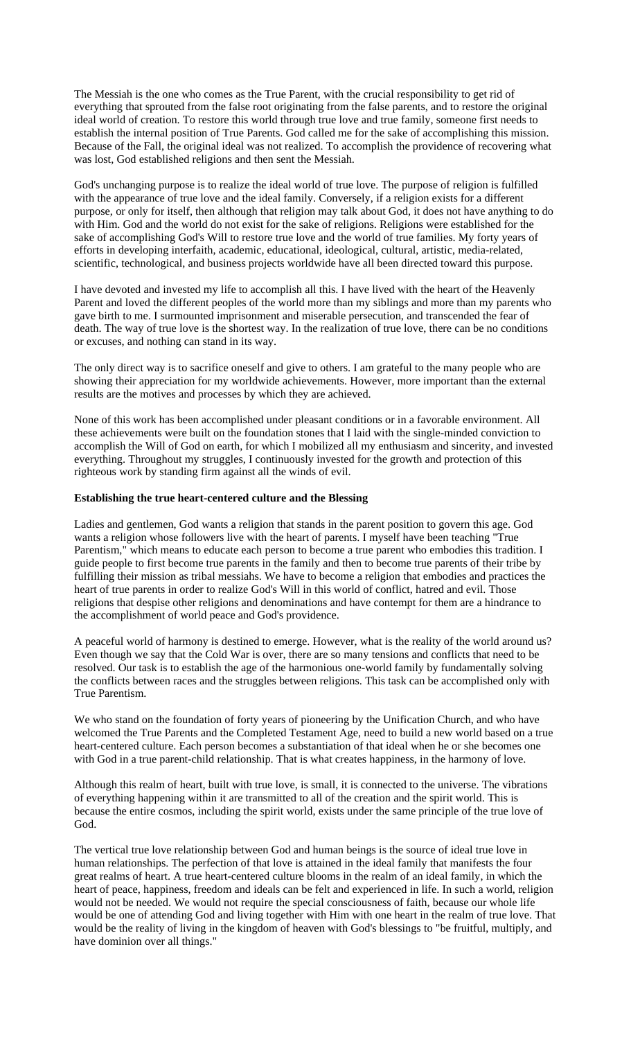The Messiah is the one who comes as the True Parent, with the crucial responsibility to get rid of everything that sprouted from the false root originating from the false parents, and to restore the original ideal world of creation. To restore this world through true love and true family, someone first needs to establish the internal position of True Parents. God called me for the sake of accomplishing this mission. Because of the Fall, the original ideal was not realized. To accomplish the providence of recovering what was lost, God established religions and then sent the Messiah.

God's unchanging purpose is to realize the ideal world of true love. The purpose of religion is fulfilled with the appearance of true love and the ideal family. Conversely, if a religion exists for a different purpose, or only for itself, then although that religion may talk about God, it does not have anything to do with Him. God and the world do not exist for the sake of religions. Religions were established for the sake of accomplishing God's Will to restore true love and the world of true families. My forty years of efforts in developing interfaith, academic, educational, ideological, cultural, artistic, media-related, scientific, technological, and business projects worldwide have all been directed toward this purpose.

I have devoted and invested my life to accomplish all this. I have lived with the heart of the Heavenly Parent and loved the different peoples of the world more than my siblings and more than my parents who gave birth to me. I surmounted imprisonment and miserable persecution, and transcended the fear of death. The way of true love is the shortest way. In the realization of true love, there can be no conditions or excuses, and nothing can stand in its way.

The only direct way is to sacrifice oneself and give to others. I am grateful to the many people who are showing their appreciation for my worldwide achievements. However, more important than the external results are the motives and processes by which they are achieved.

None of this work has been accomplished under pleasant conditions or in a favorable environment. All these achievements were built on the foundation stones that I laid with the single-minded conviction to accomplish the Will of God on earth, for which I mobilized all my enthusiasm and sincerity, and invested everything. Throughout my struggles, I continuously invested for the growth and protection of this righteous work by standing firm against all the winds of evil.

**Establishing the true heart-centered culture and the Blessing**

Ladies and gentlemen, God wants a religion that stands in the parent position to govern this age. God wants a religion whose followers live with the heart of parents. I myself have been teaching "True Parentism," which means to educate each person to become a true parent who embodies this tradition. I guide people to first become true parents in the family and then to become true parents of their tribe by fulfilling their mission as tribal messiahs. We have to become a religion that embodies and practices the heart of true parents in order to realize God's Will in this world of conflict, hatred and evil. Those religions that despise other religions and denominations and have contempt for them are a hindrance to the accomplishment of world peace and God's providence.

A peaceful world of harmony is destined to emerge. However, what is the reality of the world around us? Even though we say that the Cold War is over, there are so many tensions and conflicts that need to be resolved. Our task is to establish the age of the harmonious one-world family by fundamentally solving the conflicts between races and the struggles between religions. This task can be accomplished only with True Parentism.

We who stand on the foundation of forty years of pioneering by the Unification Church, and who have welcomed the True Parents and the Completed Testament Age, need to build a new world based on a true heart-centered culture. Each person becomes a substantiation of that ideal when he or she becomes one with God in a true parent-child relationship. That is what creates happiness, in the harmony of love.

Although this realm of heart, built with true love, is small, it is connected to the universe. The vibrations of everything happening within it are transmitted to all of the creation and the spirit world. This is because the entire cosmos, including the spirit world, exists under the same principle of the true love of God.

The vertical true love relationship between God and human beings is the source of ideal true love in human relationships. The perfection of that love is attained in the ideal family that manifests the four great realms of heart. A true heart-centered culture blooms in the realm of an ideal family, in which the heart of peace, happiness, freedom and ideals can be felt and experienced in life. In such a world, religion would not be needed. We would not require the special consciousness of faith, because our whole life would be one of attending God and living together with Him with one heart in the realm of true love. That would be the reality of living in the kingdom of heaven with God's blessings to "be fruitful, multiply, and have dominion over all things."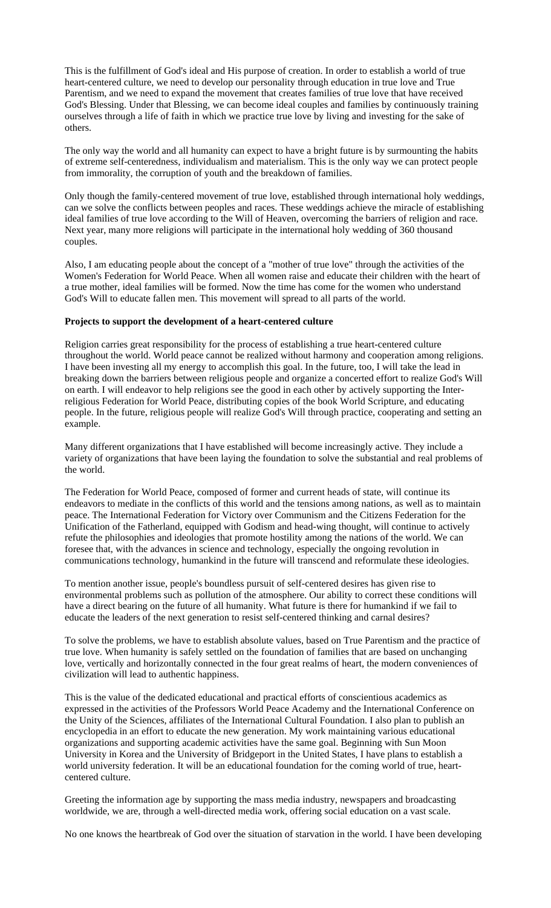This is the fulfillment of God's ideal and His purpose of creation. In order to establish a world of true heart-centered culture, we need to develop our personality through education in true love and True Parentism, and we need to expand the movement that creates families of true love that have received God's Blessing. Under that Blessing, we can become ideal couples and families by continuously training ourselves through a life of faith in which we practice true love by living and investing for the sake of others.

The only way the world and all humanity can expect to have a bright future is by surmounting the habits of extreme self-centeredness, individualism and materialism. This is the only way we can protect people from immorality, the corruption of youth and the breakdown of families.

Only though the family-centered movement of true love, established through international holy weddings, can we solve the conflicts between peoples and races. These weddings achieve the miracle of establishing ideal families of true love according to the Will of Heaven, overcoming the barriers of religion and race. Next year, many more religions will participate in the international holy wedding of 360 thousand couples.

Also, I am educating people about the concept of a "mother of true love" through the activities of the Women's Federation for World Peace. When all women raise and educate their children with the heart of a true mother, ideal families will be formed. Now the time has come for the women who understand God's Will to educate fallen men. This movement will spread to all parts of the world.

**Projects to support the development of a heart-centered culture**

Religion carries great responsibility for the process of establishing a true heart-centered culture throughout the world. World peace cannot be realized without harmony and cooperation among religions. I have been investing all my energy to accomplish this goal. In the future, too, I will take the lead in breaking down the barriers between religious people and organize a concerted effort to realize God's Will on earth. I will endeavor to help religions see the good in each other by actively supporting the Inter-religious Federation for World Peace, distributing copies of the book World Scripture, and educating people. In the future, religious people will realize God's Will through practice, cooperating and setting an example.

Many different organizations that I have established will become increasingly active. They include a variety of organizations that have been laying the foundation to solve the substantial and real problems of the world.

The Federation for World Peace, composed of former and current heads of state, will continue its endeavors to mediate in the conflicts of this world and the tensions among nations, as well as to maintain peace. The International Federation for Victory over Communism and the Citizens Federation for the Unification of the Fatherland, equipped with Godism and head-wing thought, will continue to actively refute the philosophies and ideologies that promote hostility among the nations of the world. We can foresee that, with the advances in science and technology, especially the ongoing revolution in communications technology, humankind in the future will transcend and reformulate these ideologies.

To mention another issue, people's boundless pursuit of self-centered desires has given rise to environmental problems such as pollution of the atmosphere. Our ability to correct these conditions will have a direct bearing on the future of all humanity. What future is there for humankind if we fail to educate the leaders of the next generation to resist self-centered thinking and carnal desires?

To solve the problems, we have to establish absolute values, based on True Parentism and the practice of true love. When humanity is safely settled on the foundation of families that are based on unchanging love, vertically and horizontally connected in the four great realms of heart, the modern conveniences of civilization will lead to authentic happiness.

This is the value of the dedicated educational and practical efforts of conscientious academics as expressed in the activities of the Professors World Peace Academy and the International Conference on the Unity of the Sciences, affiliates of the International Cultural Foundation. I also plan to publish an encyclopedia in an effort to educate the new generation. My work maintaining various educational organizations and supporting academic activities have the same goal. Beginning with Sun Moon University in Korea and the University of Bridgeport in the United States, I have plans to establish a world university federation. It will be an educational foundation for the coming world of true, heart-centered culture.

Greeting the information age by supporting the mass media industry, newspapers and broadcasting worldwide, we are, through a well-directed media work, offering social education on a vast scale.

No one knows the heartbreak of God over the situation of starvation in the world. I have been developing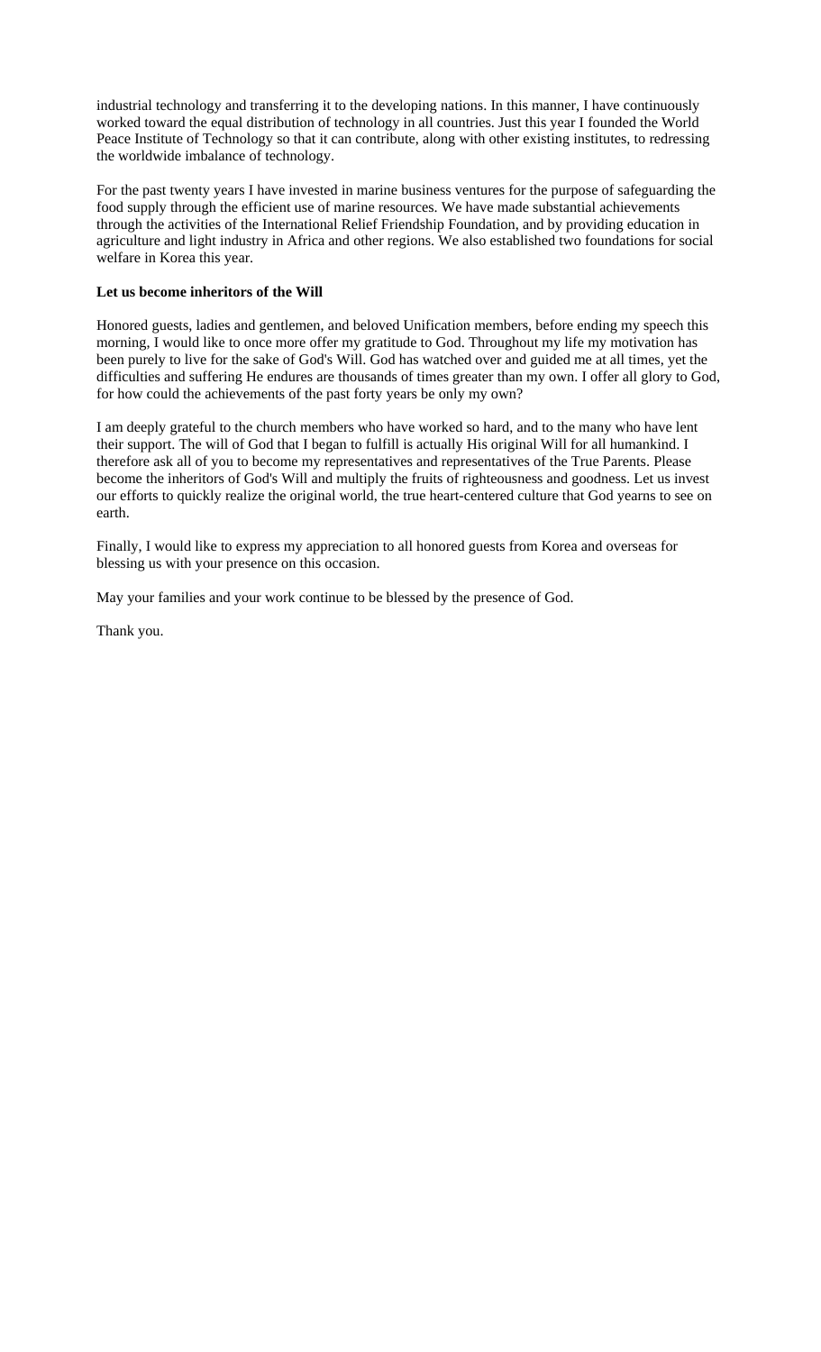industrial technology and transferring it to the developing nations. In this manner, I have continuously worked toward the equal distribution of technology in all countries. Just this year I founded the World Peace Institute of Technology so that it can contribute, along with other existing institutes, to redressing the worldwide imbalance of technology.

For the past twenty years I have invested in marine business ventures for the purpose of safeguarding the food supply through the efficient use of marine resources. We have made substantial achievements through the activities of the International Relief Friendship Foundation, and by providing education in agriculture and light industry in Africa and other regions. We also established two foundations for social welfare in Korea this year.

**Let us become inheritors of the Will**

Honored guests, ladies and gentlemen, and beloved Unification members, before ending my speech this morning, I would like to once more offer my gratitude to God. Throughout my life my motivation has been purely to live for the sake of God's Will. God has watched over and guided me at all times, yet the difficulties and suffering He endures are thousands of times greater than my own. I offer all glory to God, for how could the achievements of the past forty years be only my own?

I am deeply grateful to the church members who have worked so hard, and to the many who have lent their support. The will of God that I began to fulfill is actually His original Will for all humankind. I therefore ask all of you to become my representatives and representatives of the True Parents. Please become the inheritors of God's Will and multiply the fruits of righteousness and goodness. Let us invest our efforts to quickly realize the original world, the true heart-centered culture that God yearns to see on earth.

Finally, I would like to express my appreciation to all honored guests from Korea and overseas for blessing us with your presence on this occasion.

May your families and your work continue to be blessed by the presence of God.

Thank you.